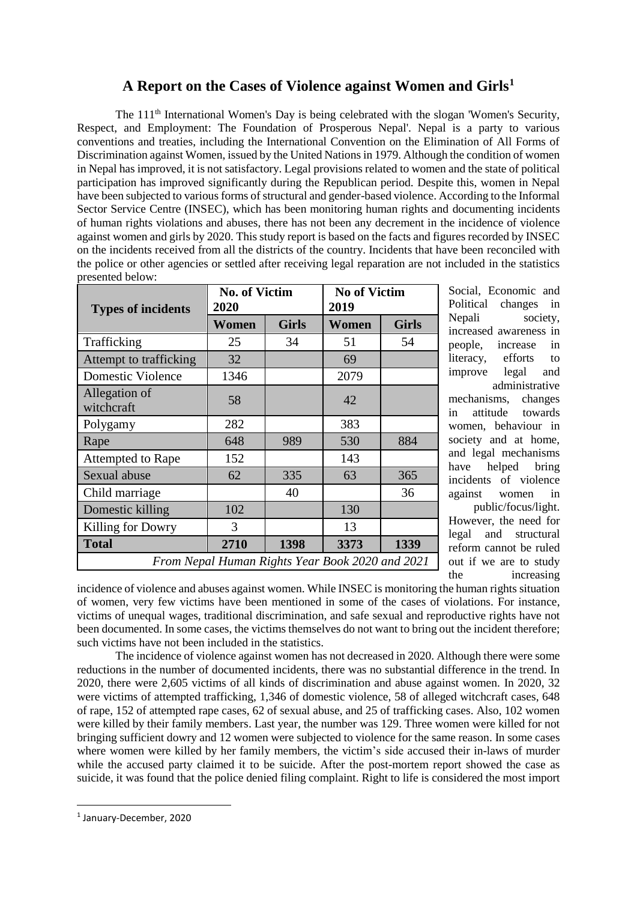# A Report on the Cases of Violence against Women and Girls[1]

The 111th International Women's Day is being celebrated with the slogan 'Women's Security, Respect, and Employment: The Foundation of Prosperous Nepal'. Nepal is a party to various conventions and treaties, including the International Convention on the Elimination of All Forms of Discrimination against Women, issued by the United Nations in 1979. Although the condition of women in Nepal has improved, it is not satisfactory. Legal provisions related to women and the state of political participation has improved significantly during the Republican period. Despite this, women in Nepal have been subjected to various forms of structural and gender-based violence. According to the Informal Sector Service Centre (INSEC), which has been monitoring human rights and documenting incidents of human rights violations and abuses, there has not been any decrement in the incidence of violence against women and girls by 2020. This study report is based on the facts and figures recorded by INSEC on the incidents received from all the districts of the country. Incidents that have been reconciled with the police or other agencies or settled after receiving legal reparation are not included in the statistics presented below:

| Types of incidents | No. of Victim 2020 | | No of Victim 2019 | |
|---|---|---|---|---|
| | Women | Girls | Women | Girls |
| Trafficking | 25 | 34 | 51 | 54 |
| Attempt to trafficking | 32 | | 69 | |
| Domestic Violence | 1346 | | 2079 | |
| Allegation of witchcraft | 58 | | 42 | |
| Polygamy | 282 | | 383 | |
| Rape | 648 | 989 | 530 | 884 |
| Attempted to Rape | 152 | | 143 | |
| Sexual abuse | 62 | 335 | 63 | 365 |
| Child marriage | | 40 | | 36 |
| Domestic killing | 102 | | 130 | |
| Killing for Dowry | 3 | | 13 | |
| **Total** | **2710** | **1398** | **3373** | **1339** |

*From Nepal Human Rights Year Book 2020 and 2021*

Social, Economic and Political changes in Nepali society, increased awareness in people, increase in literacy, efforts to improve legal and administrative mechanisms, changes in attitude towards women, behaviour in society and at home, and legal mechanisms have helped bring incidents of violence against women in public/focus/light. However, the need for legal and structural reform cannot be ruled out if we are to study the increasing incidence of violence and abuses against women. While INSEC is monitoring the human rights situation of women, very few victims have been mentioned in some of the cases of violations. For instance, victims of unequal wages, traditional discrimination, and safe sexual and reproductive rights have not been documented. In some cases, the victims themselves do not want to bring out the incident therefore; such victims have not been included in the statistics.

The incidence of violence against women has not decreased in 2020. Although there were some reductions in the number of documented incidents, there was no substantial difference in the trend. In 2020, there were 2,605 victims of all kinds of discrimination and abuse against women. In 2020, 32 were victims of attempted trafficking, 1,346 of domestic violence, 58 of alleged witchcraft cases, 648 of rape, 152 of attempted rape cases, 62 of sexual abuse, and 25 of trafficking cases. Also, 102 women were killed by their family members. Last year, the number was 129. Three women were killed for not bringing sufficient dowry and 12 women were subjected to violence for the same reason. In some cases where women were killed by her family members, the victim's side accused their in-laws of murder while the accused party claimed it to be suicide. After the post-mortem report showed the case as suicide, it was found that the police denied filing complaint. Right to life is considered the most import

---

[1] January-December, 2020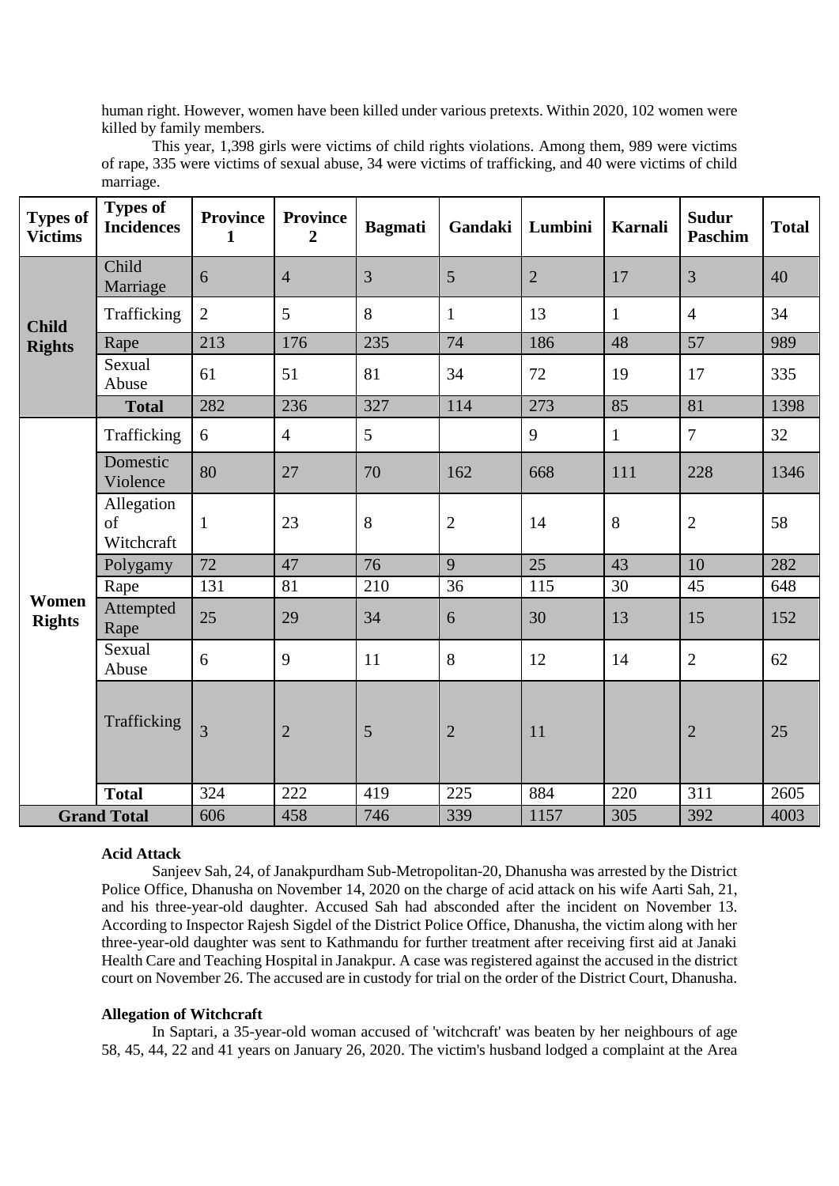human right. However, women have been killed under various pretexts. Within 2020, 102 women were killed by family members.

This year, 1,398 girls were victims of child rights violations. Among them, 989 were victims of rape, 335 were victims of sexual abuse, 34 were victims of trafficking, and 40 were victims of child marriage.

| Types of Victims | Types of Incidences | Province 1 | Province 2 | Bagmati | Gandaki | Lumbini | Karnali | Sudur Paschim | Total |
|---|---|---|---|---|---|---|---|---|---|
| Child Rights | Child Marriage | 6 | 4 | 3 | 5 | 2 | 17 | 3 | 40 |
| | Trafficking | 2 | 5 | 8 | 1 | 13 | 1 | 4 | 34 |
| | Rape | 213 | 176 | 235 | 74 | 186 | 48 | 57 | 989 |
| | Sexual Abuse | 61 | 51 | 81 | 34 | 72 | 19 | 17 | 335 |
| | **Total** | 282 | 236 | 327 | 114 | 273 | 85 | 81 | 1398 |
| Women Rights | Trafficking | 6 | 4 | 5 | | 9 | 1 | 7 | 32 |
| | Domestic Violence | 80 | 27 | 70 | 162 | 668 | 111 | 228 | 1346 |
| | Allegation of Witchcraft | 1 | 23 | 8 | 2 | 14 | 8 | 2 | 58 |
| | Polygamy | 72 | 47 | 76 | 9 | 25 | 43 | 10 | 282 |
| | Rape | 131 | 81 | 210 | 36 | 115 | 30 | 45 | 648 |
| | Attempted Rape | 25 | 29 | 34 | 6 | 30 | 13 | 15 | 152 |
| | Sexual Abuse | 6 | 9 | 11 | 8 | 12 | 14 | 2 | 62 |
| | Trafficking | 3 | 2 | 5 | 2 | 11 | | 2 | 25 |
| | **Total** | 324 | 222 | 419 | 225 | 884 | 220 | 311 | 2605 |
| **Grand Total** | | 606 | 458 | 746 | 339 | 1157 | 305 | 392 | 4003 |

**Acid Attack**

Sanjeev Sah, 24, of Janakpurdham Sub-Metropolitan-20, Dhanusha was arrested by the District Police Office, Dhanusha on November 14, 2020 on the charge of acid attack on his wife Aarti Sah, 21, and his three-year-old daughter. Accused Sah had absconded after the incident on November 13. According to Inspector Rajesh Sigdel of the District Police Office, Dhanusha, the victim along with her three-year-old daughter was sent to Kathmandu for further treatment after receiving first aid at Janaki Health Care and Teaching Hospital in Janakpur. A case was registered against the accused in the district court on November 26. The accused are in custody for trial on the order of the District Court, Dhanusha.

**Allegation of Witchcraft**

In Saptari, a 35-year-old woman accused of 'witchcraft' was beaten by her neighbours of age 58, 45, 44, 22 and 41 years on January 26, 2020. The victim's husband lodged a complaint at the Area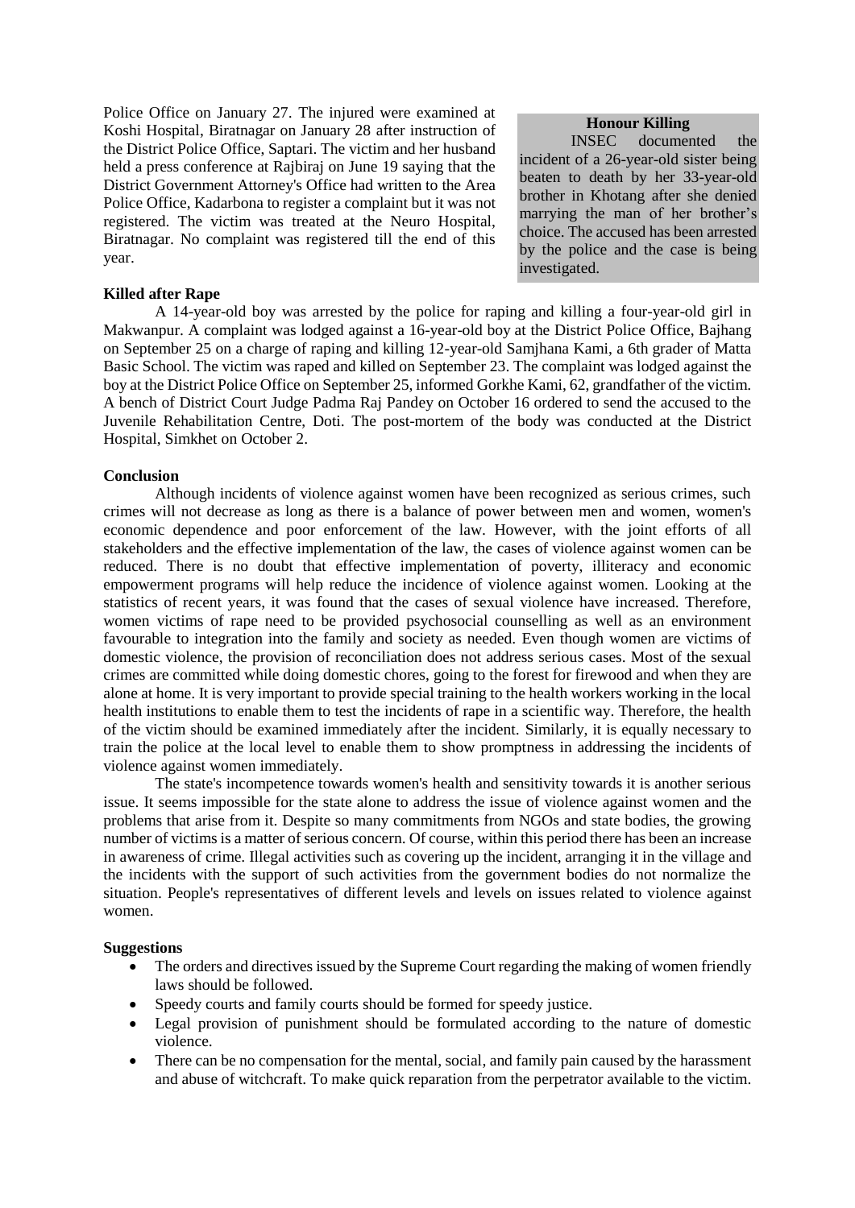Police Office on January 27. The injured were examined at Koshi Hospital, Biratnagar on January 28 after instruction of the District Police Office, Saptari. The victim and her husband held a press conference at Rajbiraj on June 19 saying that the District Government Attorney's Office had written to the Area Police Office, Kadarbona to register a complaint but it was not registered. The victim was treated at the Neuro Hospital, Biratnagar. No complaint was registered till the end of this year.

**Honour Killing**

INSEC documented the incident of a 26-year-old sister being beaten to death by her 33-year-old brother in Khotang after she denied marrying the man of her brother's choice. The accused has been arrested by the police and the case is being investigated.

**Killed after Rape**

A 14-year-old boy was arrested by the police for raping and killing a four-year-old girl in Makwanpur. A complaint was lodged against a 16-year-old boy at the District Police Office, Bajhang on September 25 on a charge of raping and killing 12-year-old Samjhana Kami, a 6th grader of Matta Basic School. The victim was raped and killed on September 23. The complaint was lodged against the boy at the District Police Office on September 25, informed Gorkhe Kami, 62, grandfather of the victim. A bench of District Court Judge Padma Raj Pandey on October 16 ordered to send the accused to the Juvenile Rehabilitation Centre, Doti. The post-mortem of the body was conducted at the District Hospital, Simkhet on October 2.

**Conclusion**

Although incidents of violence against women have been recognized as serious crimes, such crimes will not decrease as long as there is a balance of power between men and women, women's economic dependence and poor enforcement of the law. However, with the joint efforts of all stakeholders and the effective implementation of the law, the cases of violence against women can be reduced. There is no doubt that effective implementation of poverty, illiteracy and economic empowerment programs will help reduce the incidence of violence against women. Looking at the statistics of recent years, it was found that the cases of sexual violence have increased. Therefore, women victims of rape need to be provided psychosocial counselling as well as an environment favourable to integration into the family and society as needed. Even though women are victims of domestic violence, the provision of reconciliation does not address serious cases. Most of the sexual crimes are committed while doing domestic chores, going to the forest for firewood and when they are alone at home. It is very important to provide special training to the health workers working in the local health institutions to enable them to test the incidents of rape in a scientific way. Therefore, the health of the victim should be examined immediately after the incident. Similarly, it is equally necessary to train the police at the local level to enable them to show promptness in addressing the incidents of violence against women immediately.

The state's incompetence towards women's health and sensitivity towards it is another serious issue. It seems impossible for the state alone to address the issue of violence against women and the problems that arise from it. Despite so many commitments from NGOs and state bodies, the growing number of victims is a matter of serious concern. Of course, within this period there has been an increase in awareness of crime. Illegal activities such as covering up the incident, arranging it in the village and the incidents with the support of such activities from the government bodies do not normalize the situation. People's representatives of different levels and levels on issues related to violence against women.

**Suggestions**

- The orders and directives issued by the Supreme Court regarding the making of women friendly laws should be followed.
- Speedy courts and family courts should be formed for speedy justice.
- Legal provision of punishment should be formulated according to the nature of domestic violence.
- There can be no compensation for the mental, social, and family pain caused by the harassment and abuse of witchcraft. To make quick reparation from the perpetrator available to the victim.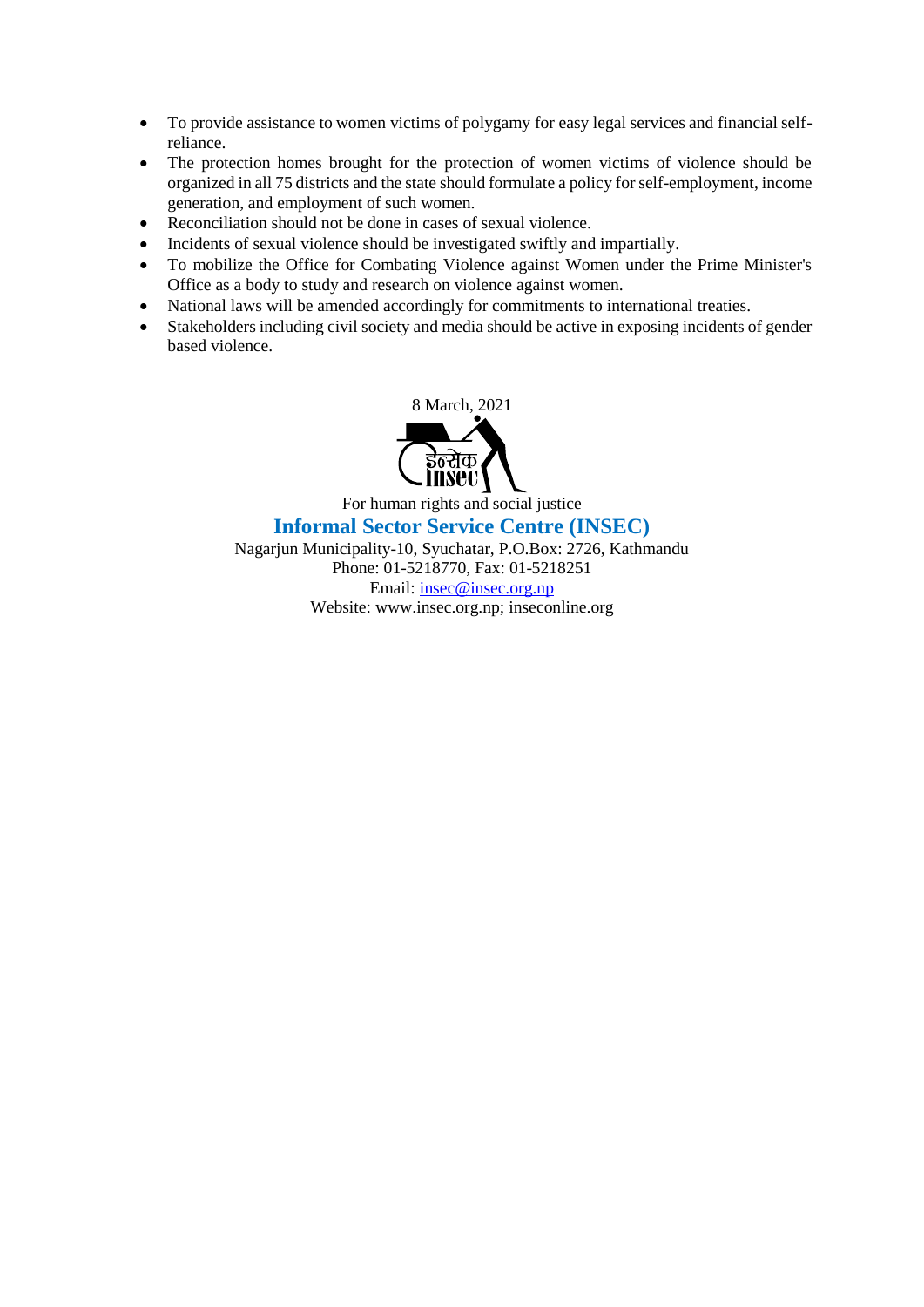- To provide assistance to women victims of polygamy for easy legal services and financial self-reliance.
- The protection homes brought for the protection of women victims of violence should be organized in all 75 districts and the state should formulate a policy for self-employment, income generation, and employment of such women.
- Reconciliation should not be done in cases of sexual violence.
- Incidents of sexual violence should be investigated swiftly and impartially.
- To mobilize the Office for Combating Violence against Women under the Prime Minister's Office as a body to study and research on violence against women.
- National laws will be amended accordingly for commitments to international treaties.
- Stakeholders including civil society and media should be active in exposing incidents of gender based violence.

8 March, 2021

इन्सेक
INSEC

For human rights and social justice

**Informal Sector Service Centre (INSEC)**

Nagarjun Municipality-10, Syuchatar, P.O.Box: 2726, Kathmandu
Phone: 01-5218770, Fax: 01-5218251
Email: insec@insec.org.np
Website: www.insec.org.np; inseconline.org